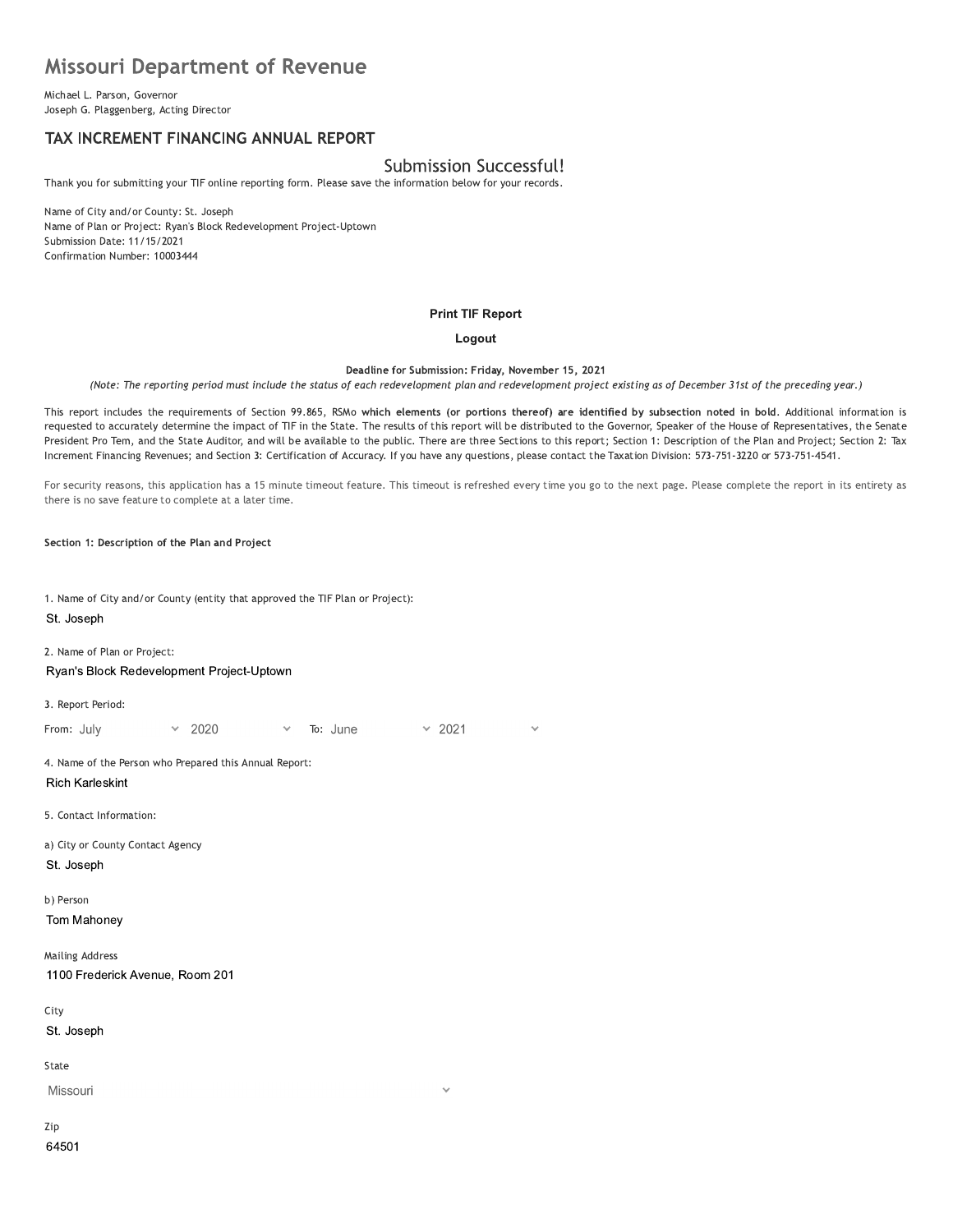# Missouri Department of Revenue

Michael L. Parson, Governor
Joseph G. Plaggenberg, Acting Director

## TAX INCREMENT FINANCING ANNUAL REPORT

### Submission Successful!

Thank you for submitting your TIF online reporting form. Please save the information below for your records.

Name of City and/or County: St. Joseph
Name of Plan or Project: Ryan's Block Redevelopment Project-Uptown
Submission Date: 11/15/2021
Confirmation Number: 10003444

**Print TIF Report**

**Logout**

**Deadline for Submission: Friday, November 15, 2021**

*(Note: The reporting period must include the status of each redevelopment plan and redevelopment project existing as of December 31st of the preceding year.)*

This report includes the requirements of Section 99.865, RSMo **which elements (or portions thereof) are identified by subsection noted in bold**. Additional information is requested to accurately determine the impact of TIF in the State. The results of this report will be distributed to the Governor, Speaker of the House of Representatives, the Senate President Pro Tem, and the State Auditor, and will be available to the public. There are three Sections to this report; Section 1: Description of the Plan and Project; Section 2: Tax Increment Financing Revenues; and Section 3: Certification of Accuracy. If you have any questions, please contact the Taxation Division: 573-751-3220 or 573-751-4541.

For security reasons, this application has a 15 minute timeout feature. This timeout is refreshed every time you go to the next page. Please complete the report in its entirety as there is no save feature to complete at a later time.

**Section 1: Description of the Plan and Project**

1. Name of City and/or County (entity that approved the TIF Plan or Project):

St. Joseph

2. Name of Plan or Project:

Ryan's Block Redevelopment Project-Uptown

3. Report Period:

From: July 2020 To: June 2021

4. Name of the Person who Prepared this Annual Report:

Rich Karleskint

5. Contact Information:

a) City or County Contact Agency

St. Joseph

b) Person

Tom Mahoney

Mailing Address

1100 Frederick Avenue, Room 201

City

St. Joseph

State

Missouri

Zip

64501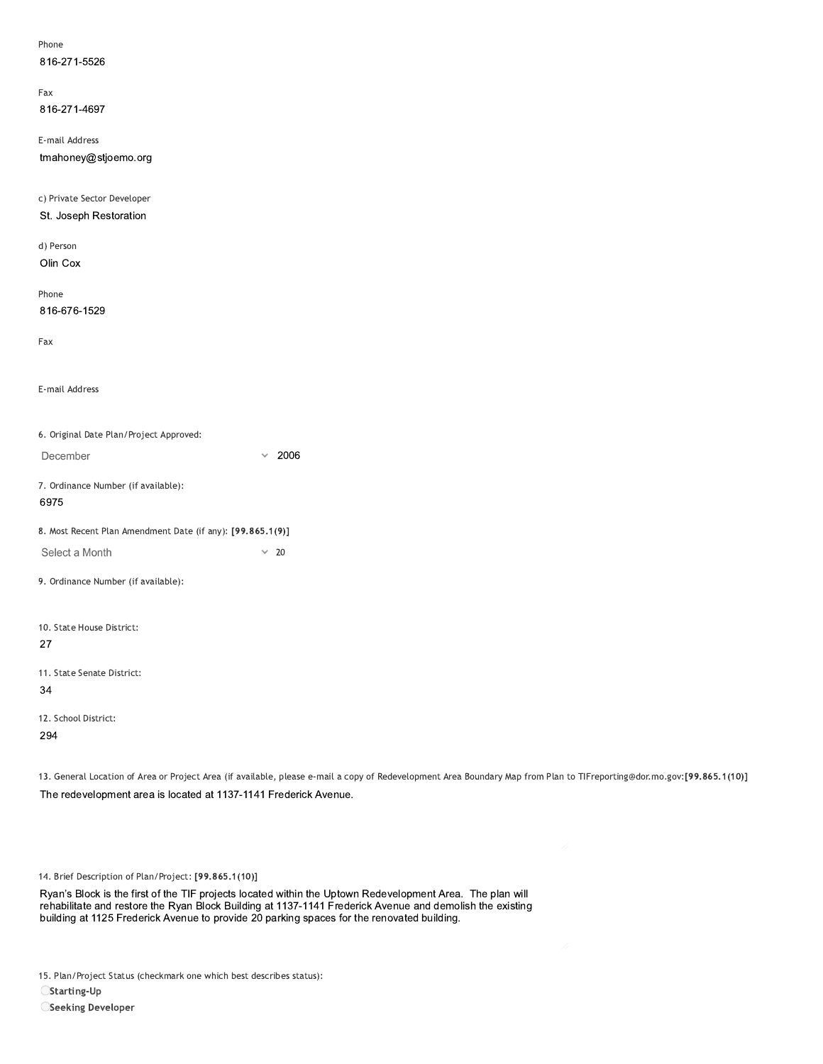Phone

816-271-5526

Fax

816-271-4697

E-mail Address

tmahoney@stjoemo.org

c) Private Sector Developer

St. Joseph Restoration

d) Person

Olin Cox

Phone

816-676-1529

Fax

E-mail Address

6. Original Date Plan/Project Approved:

December 2006

7. Ordinance Number (if available):

6975

8. Most Recent Plan Amendment Date (if any): **[99.865.1(9)]**

Select a Month 20

9. Ordinance Number (if available):

10. State House District:

27

11. State Senate District:

34

12. School District:

294

13. General Location of Area or Project Area (if available, please e-mail a copy of Redevelopment Area Boundary Map from Plan to TIFreporting@dor.mo.gov:**[99.865.1(10)]**

The redevelopment area is located at 1137-1141 Frederick Avenue.

14. Brief Description of Plan/Project: **[99.865.1(10)]**

Ryan's Block is the first of the TIF projects located within the Uptown Redevelopment Area. The plan will rehabilitate and restore the Ryan Block Building at 1137-1141 Frederick Avenue and demolish the existing building at 1125 Frederick Avenue to provide 20 parking spaces for the renovated building.

15. Plan/Project Status (checkmark one which best describes status):

- ○ **Starting-Up**
- ○ **Seeking Developer**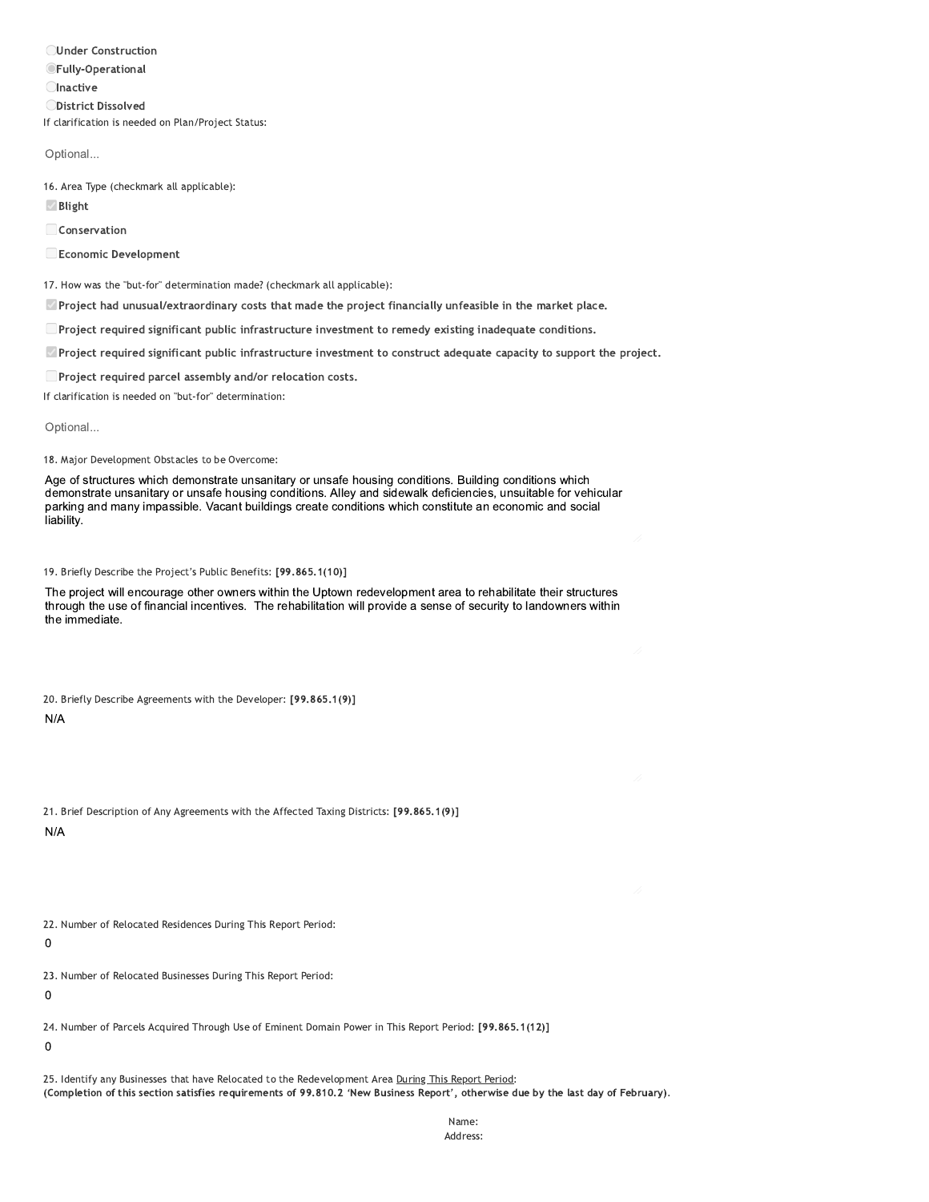- ○ **Under Construction**
- ◉ **Fully-Operational**
- ○ **Inactive**
- ○ **District Dissolved**

If clarification is needed on Plan/Project Status:

Optional...

16. Area Type (checkmark all applicable):

- [x] **Blight**
- [ ] **Conservation**
- [ ] **Economic Development**

17. How was the "but-for" determination made? (checkmark all applicable):

- [x] **Project had unusual/extraordinary costs that made the project financially unfeasible in the market place.**
- [ ] **Project required significant public infrastructure investment to remedy existing inadequate conditions.**
- [x] **Project required significant public infrastructure investment to construct adequate capacity to support the project.**
- [ ] **Project required parcel assembly and/or relocation costs.**

If clarification is needed on "but-for" determination:

Optional...

18. Major Development Obstacles to be Overcome:

Age of structures which demonstrate unsanitary or unsafe housing conditions. Building conditions which demonstrate unsanitary or unsafe housing conditions. Alley and sidewalk deficiencies, unsuitable for vehicular parking and many impassible. Vacant buildings create conditions which constitute an economic and social liability.

19. Briefly Describe the Project's Public Benefits: **[99.865.1(10)]**

The project will encourage other owners within the Uptown redevelopment area to rehabilitate their structures through the use of financial incentives. The rehabilitation will provide a sense of security to landowners within the immediate.

20. Briefly Describe Agreements with the Developer: **[99.865.1(9)]**

N/A

21. Brief Description of Any Agreements with the Affected Taxing Districts: **[99.865.1(9)]**

N/A

22. Number of Relocated Residences During This Report Period:

0

23. Number of Relocated Businesses During This Report Period:

0

24. Number of Parcels Acquired Through Use of Eminent Domain Power in This Report Period: **[99.865.1(12)]**

0

25. Identify any Businesses that have Relocated to the Redevelopment Area <u>During This Report Period</u>:
**(Completion of this section satisfies requirements of 99.810.2 'New Business Report', otherwise due by the last day of February).**

Name:
Address: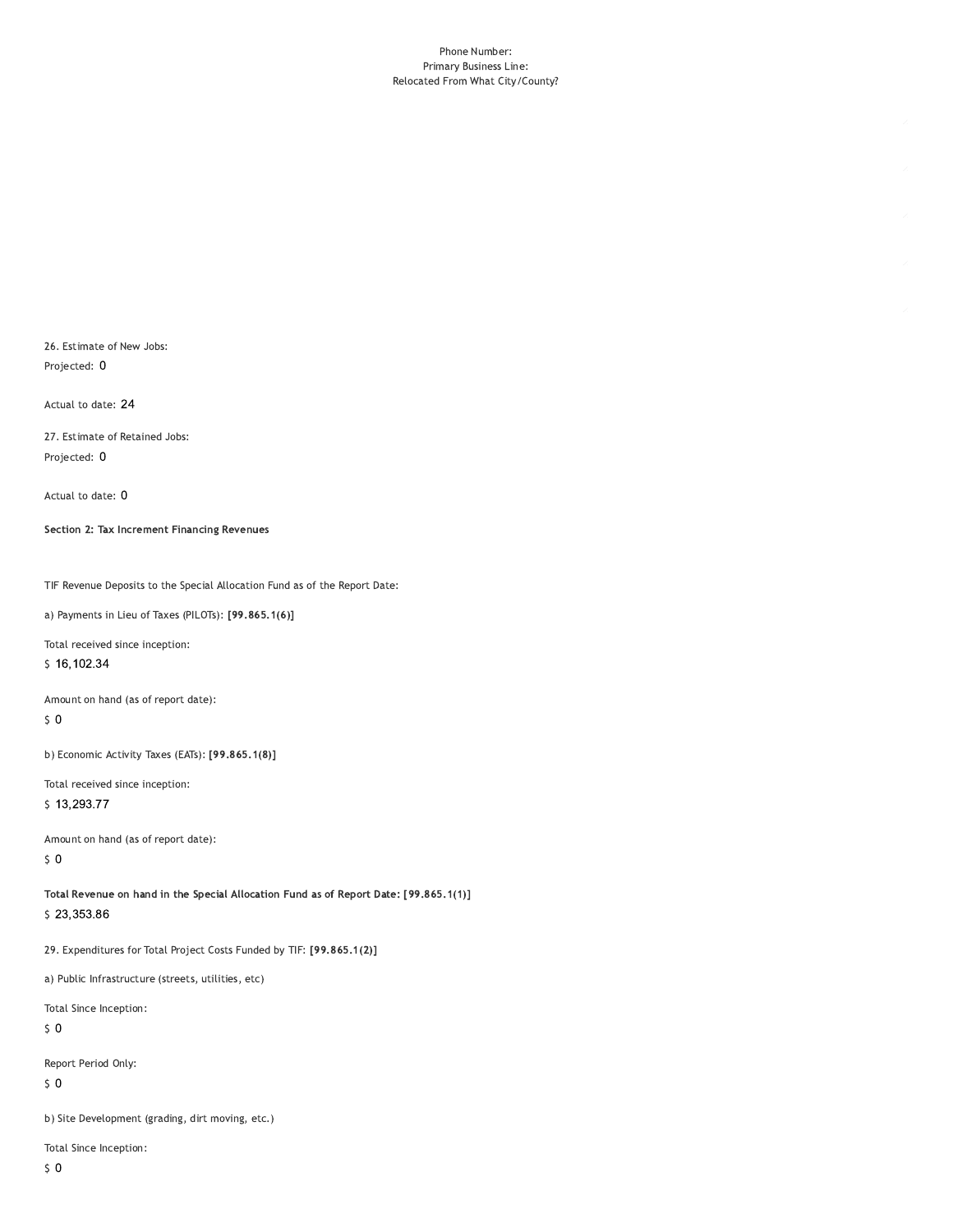Phone Number:
Primary Business Line:
Relocated From What City/County?

26. Estimate of New Jobs:

Projected: 0

Actual to date: 24

27. Estimate of Retained Jobs:

Projected: 0

Actual to date: 0

**Section 2: Tax Increment Financing Revenues**

TIF Revenue Deposits to the Special Allocation Fund as of the Report Date:

a) Payments in Lieu of Taxes (PILOTs): **[99.865.1(6)]**

Total received since inception:

$ 16,102.34

Amount on hand (as of report date):

$ 0

b) Economic Activity Taxes (EATs): **[99.865.1(8)]**

Total received since inception:

$ 13,293.77

Amount on hand (as of report date):

$ 0

**Total Revenue on hand in the Special Allocation Fund as of Report Date: [99.865.1(1)]**

$ 23,353.86

29. Expenditures for Total Project Costs Funded by TIF: **[99.865.1(2)]**

a) Public Infrastructure (streets, utilities, etc)

Total Since Inception:

$ 0

Report Period Only:

$ 0

b) Site Development (grading, dirt moving, etc.)

Total Since Inception:

$ 0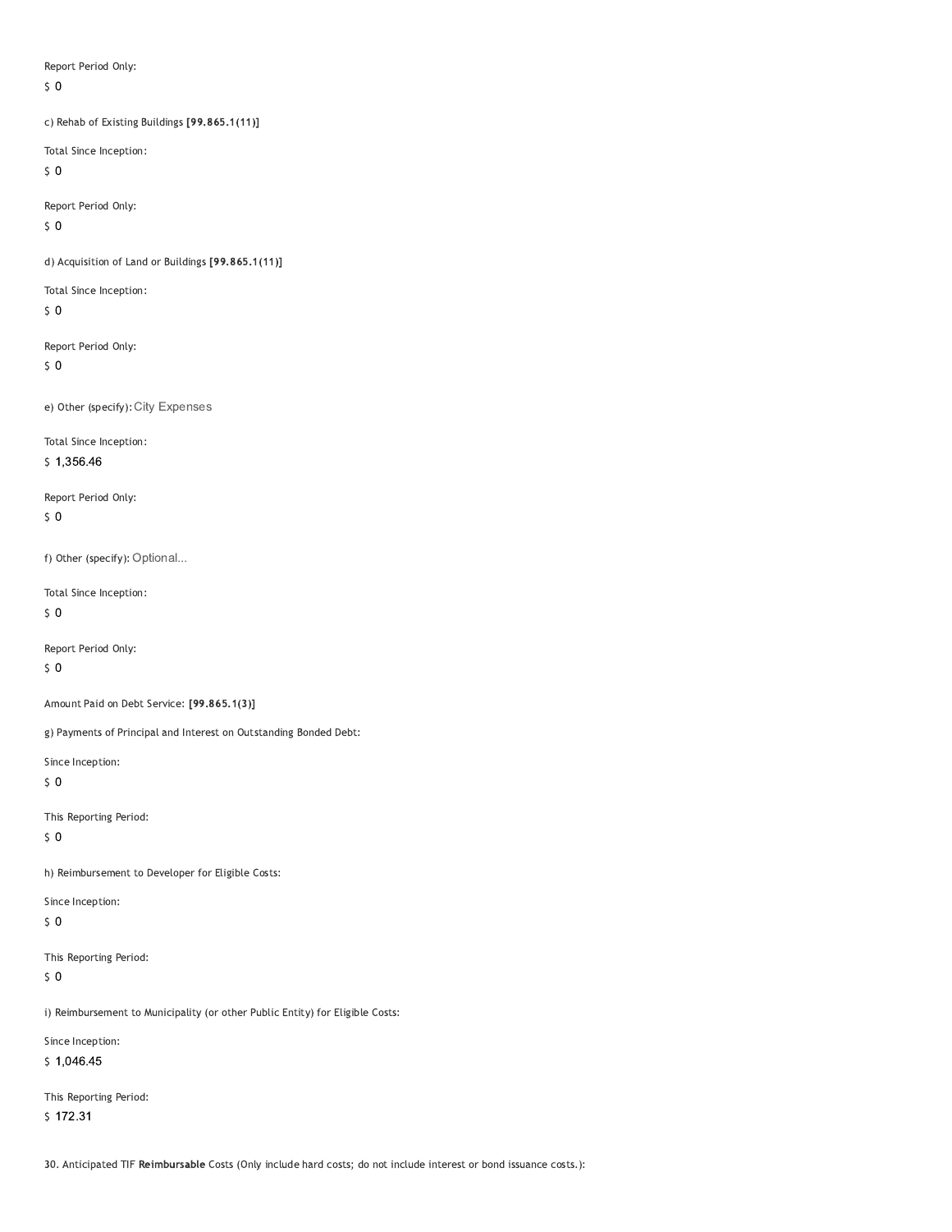Report Period Only:

$ 0

c) Rehab of Existing Buildings **[99.865.1(11)]**

Total Since Inception:

$ 0

Report Period Only:

$ 0

d) Acquisition of Land or Buildings **[99.865.1(11)]**

Total Since Inception:

$ 0

Report Period Only:

$ 0

e) Other (specify): City Expenses

Total Since Inception:

$ 1,356.46

Report Period Only:

$ 0

f) Other (specify): Optional...

Total Since Inception:

$ 0

Report Period Only:

$ 0

Amount Paid on Debt Service: **[99.865.1(3)]**

g) Payments of Principal and Interest on Outstanding Bonded Debt:

Since Inception:

$ 0

This Reporting Period:

$ 0

h) Reimbursement to Developer for Eligible Costs:

Since Inception:

$ 0

This Reporting Period:

$ 0

i) Reimbursement to Municipality (or other Public Entity) for Eligible Costs:

Since Inception:

$ 1,046.45

This Reporting Period:

$ 172.31

30. Anticipated TIF **Reimbursable** Costs (Only include hard costs; do not include interest or bond issuance costs.):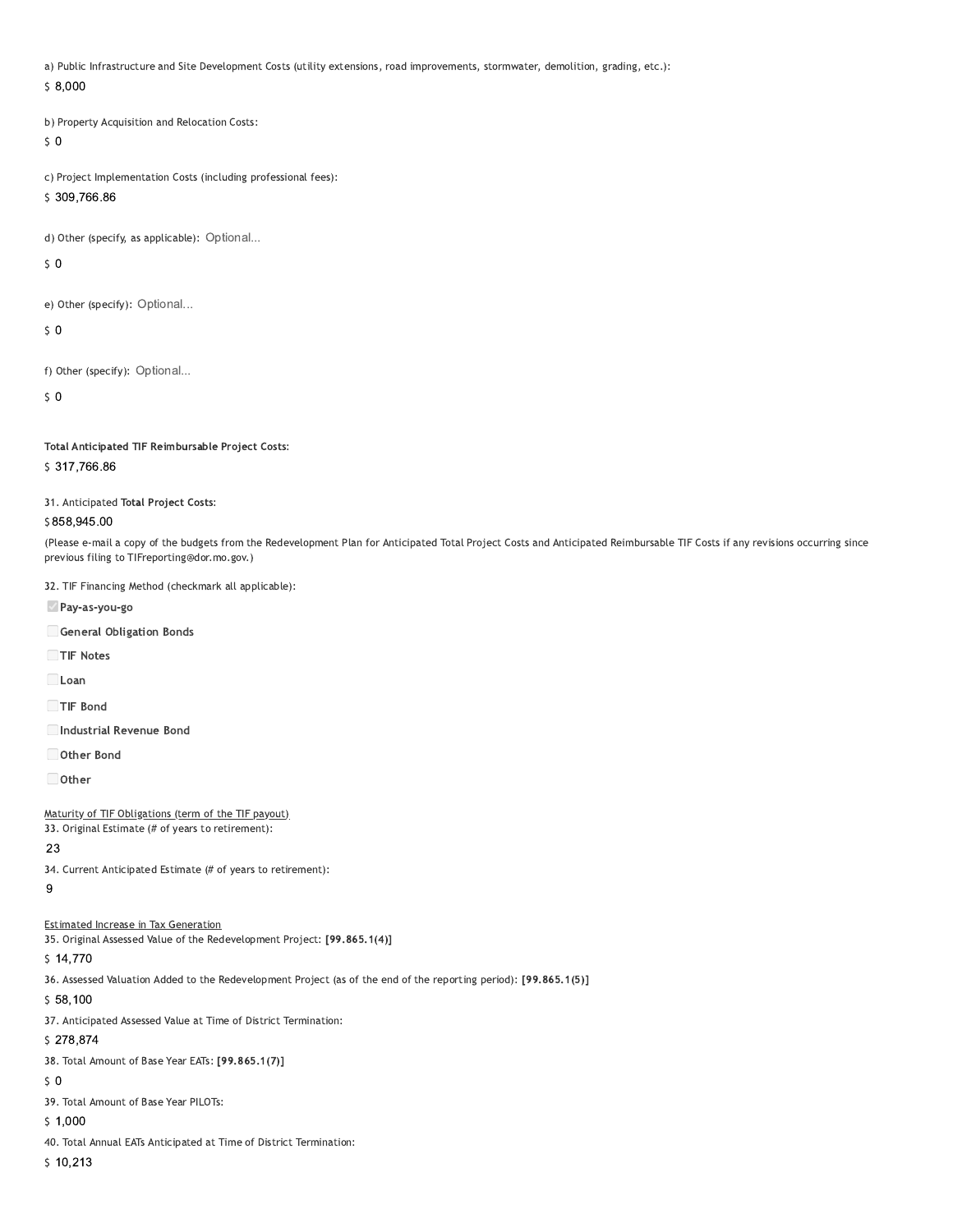a) Public Infrastructure and Site Development Costs (utility extensions, road improvements, stormwater, demolition, grading, etc.):

$ 8,000

b) Property Acquisition and Relocation Costs:

$ 0

c) Project Implementation Costs (including professional fees):

$ 309,766.86

d) Other (specify, as applicable): Optional...

$ 0

e) Other (specify): Optional...

$ 0

f) Other (specify): Optional...

$ 0

**Total Anticipated TIF Reimbursable Project Costs:**

$ 317,766.86

31. Anticipated **Total Project Costs:**

$ 858,945.00

(Please e-mail a copy of the budgets from the Redevelopment Plan for Anticipated Total Project Costs and Anticipated Reimbursable TIF Costs if any revisions occurring since previous filing to TIFreporting@dor.mo.gov.)

32. TIF Financing Method (checkmark all applicable):

- [x] **Pay-as-you-go**
- [ ] **General Obligation Bonds**
- [ ] **TIF Notes**
- [ ] **Loan**
- [ ] **TIF Bond**
- [ ] **Industrial Revenue Bond**
- [ ] **Other Bond**
- [ ] **Other**

Maturity of TIF Obligations (term of the TIF payout)

33. Original Estimate (# of years to retirement):

23

34. Current Anticipated Estimate (# of years to retirement):

9

Estimated Increase in Tax Generation

35. Original Assessed Value of the Redevelopment Project: **[99.865.1(4)]**

$ 14,770

36. Assessed Valuation Added to the Redevelopment Project (as of the end of the reporting period): **[99.865.1(5)]**

$ 58,100

37. Anticipated Assessed Value at Time of District Termination:

$ 278,874

38. Total Amount of Base Year EATs: **[99.865.1(7)]**

$ 0

39. Total Amount of Base Year PILOTs:

$ 1,000

40. Total Annual EATs Anticipated at Time of District Termination:

$ 10,213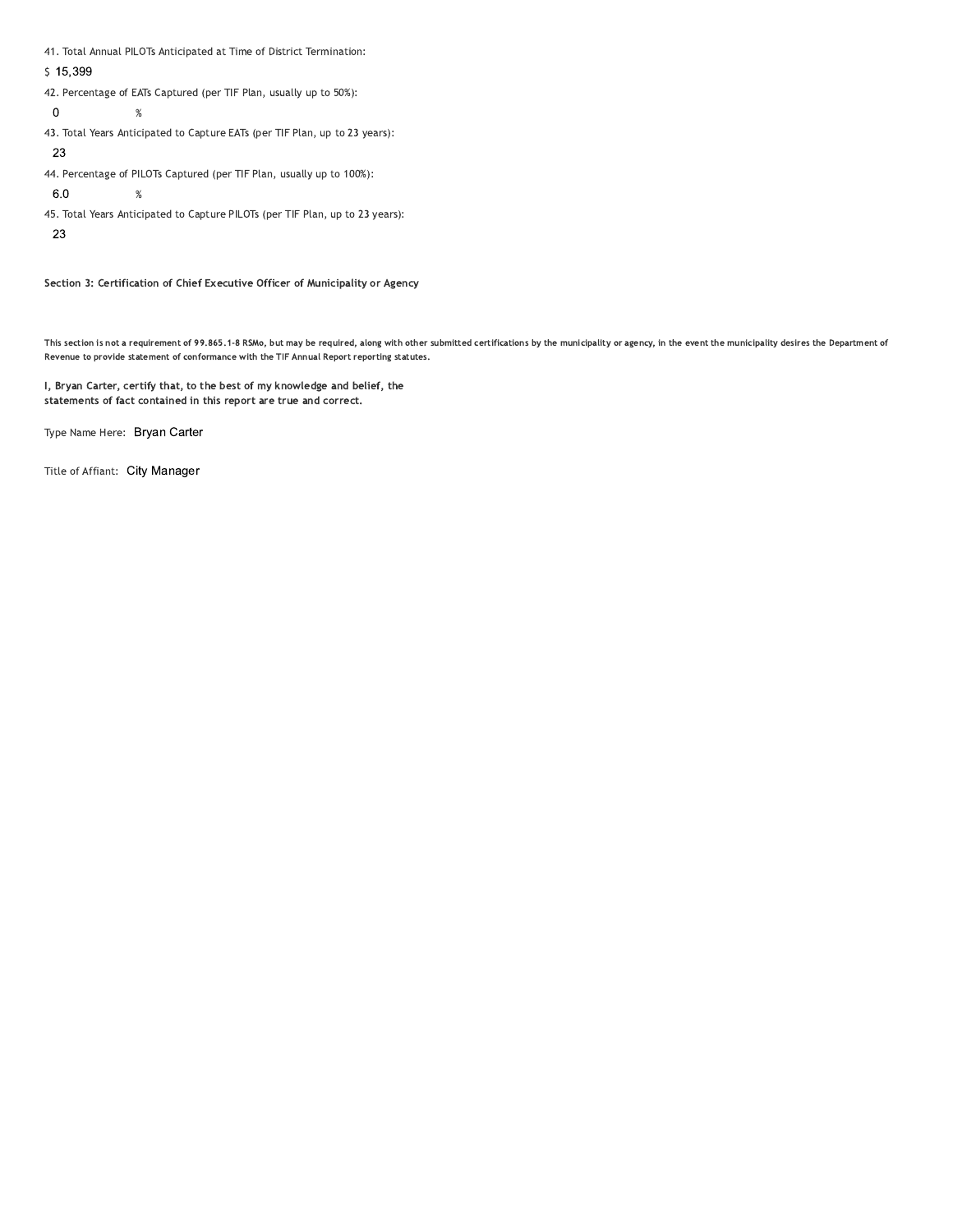41. Total Annual PILOTs Anticipated at Time of District Termination:

$ 15,399

42. Percentage of EATs Captured (per TIF Plan, usually up to 50%):

0 %

43. Total Years Anticipated to Capture EATs (per TIF Plan, up to 23 years):

23

44. Percentage of PILOTs Captured (per TIF Plan, usually up to 100%):

6.0 %

45. Total Years Anticipated to Capture PILOTs (per TIF Plan, up to 23 years):

23

**Section 3: Certification of Chief Executive Officer of Municipality or Agency**

**This section is not a requirement of 99.865.1-8 RSMo, but may be required, along with other submitted certifications by the municipality or agency, in the event the municipality desires the Department of Revenue to provide statement of conformance with the TIF Annual Report reporting statutes.**

**I, Bryan Carter, certify that, to the best of my knowledge and belief, the statements of fact contained in this report are true and correct.**

Type Name Here: Bryan Carter

Title of Affiant: City Manager